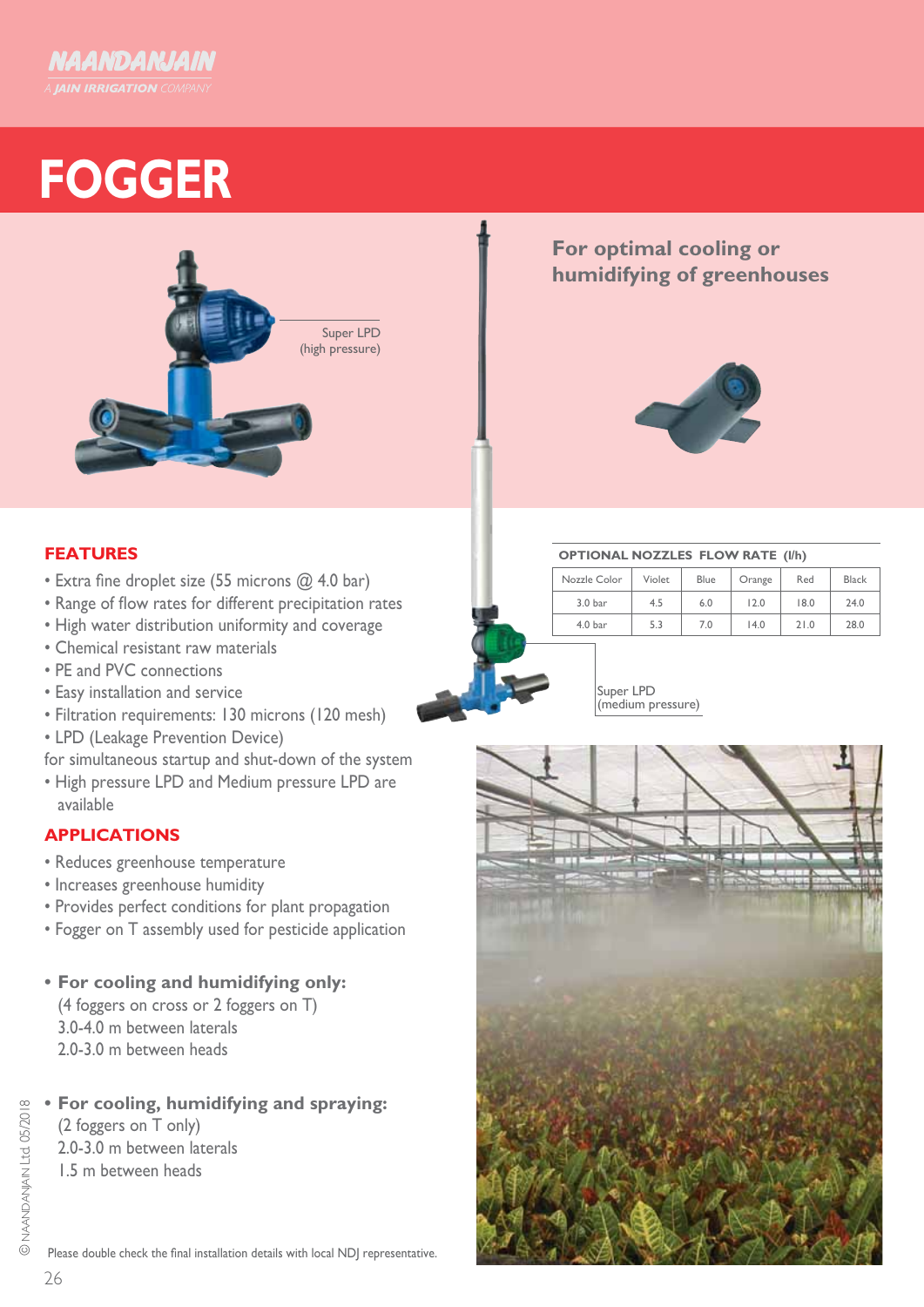NAANDANJAIN

A JAIN IRRIGATION COMPANY

# FOGGER

Super LPD (high pressure)

## For optimal cooling or humidifying of greenhouses

### FEATURES

- Extra fine droplet size (55 microns @ 4.0 bar)
- Range of flow rates for different precipitation rates
- High water distribution uniformity and coverage
- Chemical resistant raw materials
- PE and PVC connections
- Easy installation and service
- Filtration requirements: 130 microns (120 mesh)
- LPD (Leakage Prevention Device) for simultaneous startup and shut-down of the system
- High pressure LPD and Medium pressure LPD are available

**OPTIONAL NOZZLES FLOW RATE (l/h)**

| Nozzle Color | Violet | Blue | Orange | Red | Black |
|---|---|---|---|---|---|
| 3.0 bar | 4.5 | 6.0 | 12.0 | 18.0 | 24.0 |
| 4.0 bar | 5.3 | 7.0 | 14.0 | 21.0 | 28.0 |

Super LPD (medium pressure)

### APPLICATIONS

- Reduces greenhouse temperature
- Increases greenhouse humidity
- Provides perfect conditions for plant propagation
- Fogger on T assembly used for pesticide application

- **For cooling and humidifying only:**
  (4 foggers on cross or 2 foggers on T)
  3.0-4.0 m between laterals
  2.0-3.0 m between heads

- **For cooling, humidifying and spraying:**
  (2 foggers on T only)
  2.0-3.0 m between laterals
  1.5 m between heads

Please double check the final installation details with local NDJ representative.

© NAANDANJAIN Ltd. 05/2018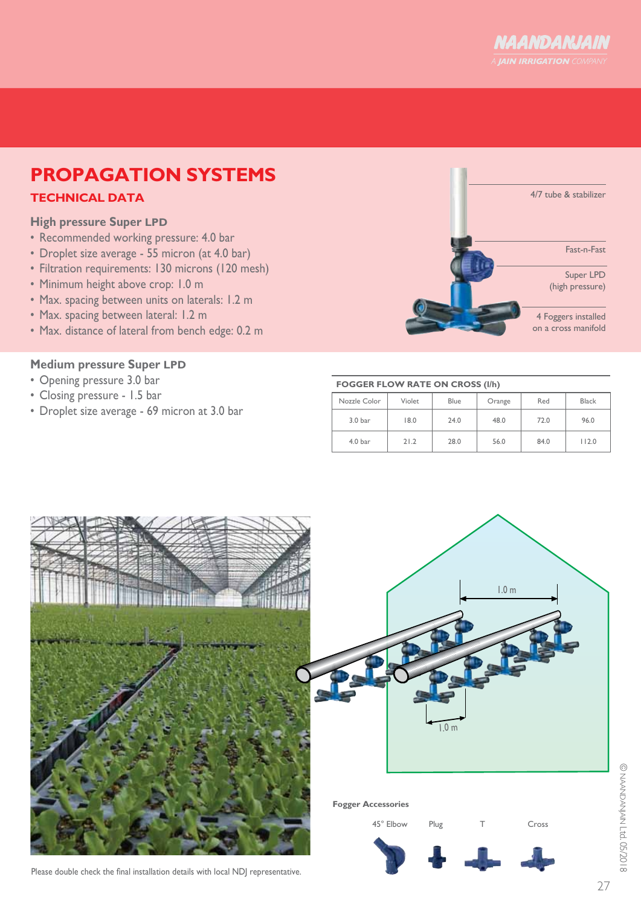# PROPAGATION SYSTEMS

## TECHNICAL DATA

### High pressure Super LPD

- Recommended working pressure: 4.0 bar
- Droplet size average - 55 micron (at 4.0 bar)
- Filtration requirements: 130 microns (120 mesh)
- Minimum height above crop: 1.0 m
- Max. spacing between units on laterals: 1.2 m
- Max. spacing between lateral: 1.2 m
- Max. distance of lateral from bench edge: 0.2 m

4/7 tube & stabilizer

Fast-n-Fast

Super LPD
(high pressure)

4 Foggers installed
on a cross manifold

### Medium pressure Super LPD

- Opening pressure 3.0 bar
- Closing pressure - 1.5 bar
- Droplet size average - 69 micron at 3.0 bar

**FOGGER FLOW RATE ON CROSS (l/h)**

| Nozzle Color | Violet | Blue | Orange | Red | Black |
|---|---|---|---|---|---|
| 3.0 bar | 18.0 | 24.0 | 48.0 | 72.0 | 96.0 |
| 4.0 bar | 21.2 | 28.0 | 56.0 | 84.0 | 112.0 |

1.0 m

1.0 m

**Fogger Accessories**

45° Elbow Plug T Cross

Please double check the final installation details with local NDJ representative.